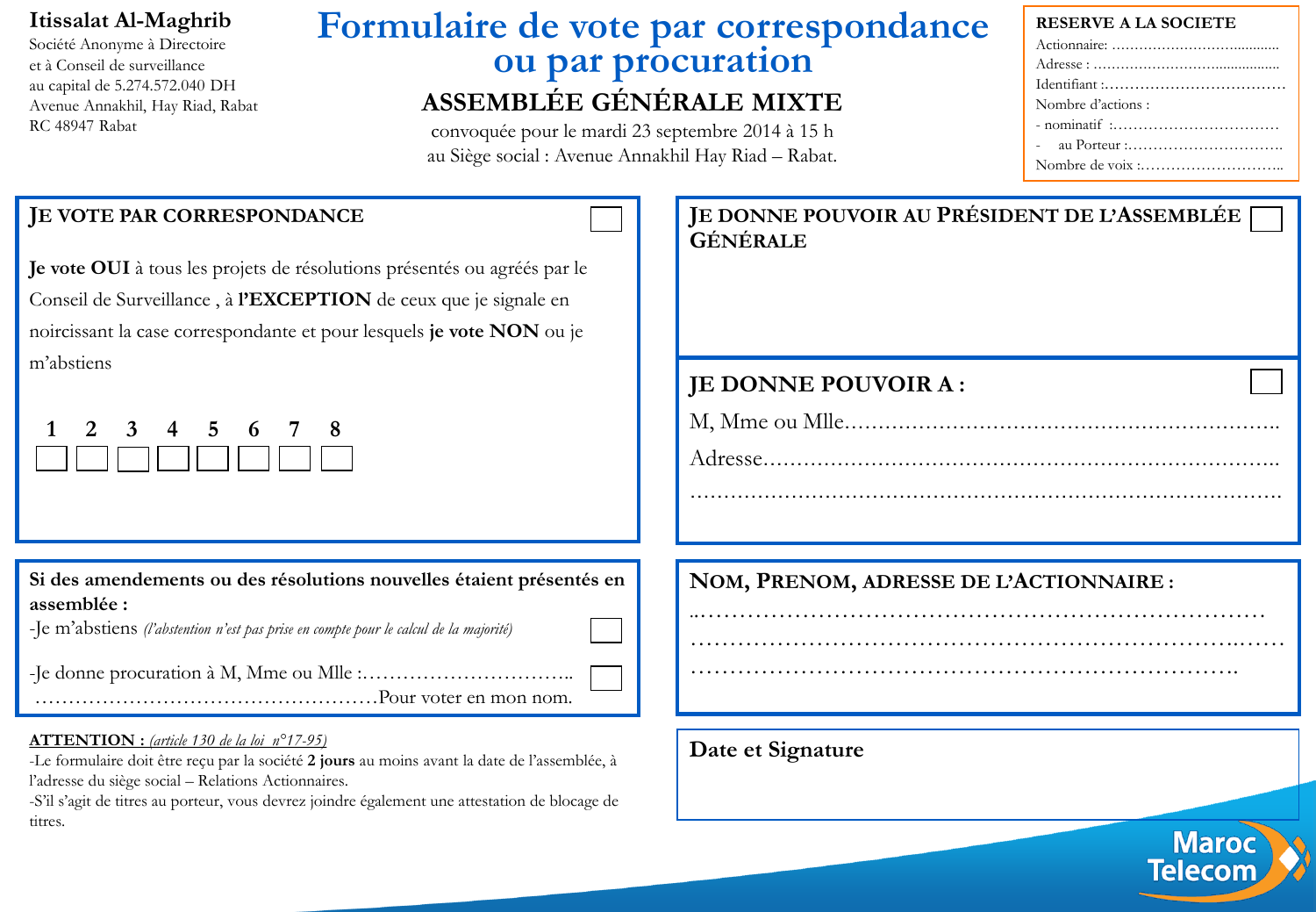**Itissalat Al-Maghrib**
Société Anonyme à Directoire
et à Conseil de surveillance
au capital de 5.274.572.040 DH
Avenue Annakhil, Hay Riad, Rabat
RC 48947 Rabat

# Formulaire de vote par correspondance ou par procuration

## ASSEMBLÉE GÉNÉRALE MIXTE

convoquée pour le mardi 23 septembre 2014 à 15 h
au Siège social : Avenue Annakhil Hay Riad – Rabat.

**RESERVE A LA SOCIETE**
Actionnaire: ……………………………….
Adresse : ……………………………………
Identifiant :……………………………
Nombre d'actions :
- nominatif :…………………………
- au Porteur :…………………………
Nombre de voix :………………………..

### JE VOTE PAR CORRESPONDANCE ☐

**Je vote OUI** à tous les projets de résolutions présentés ou agréés par le Conseil de Surveillance , à **l'EXCEPTION** de ceux que je signale en noircissant la case correspondante et pour lesquels **je vote NON** ou je m'abstiens

| 1 | 2 | 3 | 4 | 5 | 6 | 7 | 8 |
|---|---|---|---|---|---|---|---|
| ☐ | ☐ | ☐ | ☐ | ☐ | ☐ | ☐ | ☐ |

### JE DONNE POUVOIR AU PRÉSIDENT DE L'ASSEMBLÉE GÉNÉRALE ☐

### JE DONNE POUVOIR A : ☐

M, Mme ou Mlle……………………………………………………………..
Adresse…………………………………………………………………….
…………………………………………………………………………….

**Si des amendements ou des résolutions nouvelles étaient présentés en assemblée :**

-Je m'abstiens *(l'abstention n'est pas prise en compte pour le calcul de la majorité)* ☐

-Je donne procuration à M, Mme ou Mlle :………………………….. ☐
……………………………………………Pour voter en mon nom.

### NOM, PRENOM, ADRESSE DE L'ACTIONNAIRE :

……………………………………………………………………
……………………………………………………………………
……………………………………………………………………

**<u>ATTENTION :</u>** *(article 130 de la loi n°17-95)*
-Le formulaire doit être reçu par la société **2 jours** au moins avant la date de l'assemblée, à l'adresse du siège social – Relations Actionnaires.
-S'il s'agit de titres au porteur, vous devrez joindre également une attestation de blocage de titres.

### Date et Signature

Maroc Telecom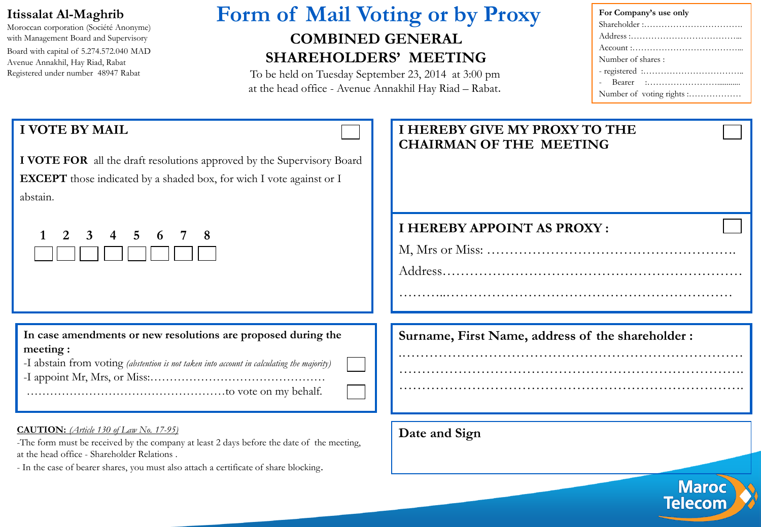**Itissalat Al-Maghrib**
Moroccan corporation (Société Anonyme)
with Management Board and Supervisory
Board with capital of 5.274.572.040 MAD
Avenue Annakhil, Hay Riad, Rabat
Registered under number 48947 Rabat

# Form of Mail Voting or by Proxy

## COMBINED GENERAL SHAREHOLDERS' MEETING

To be held on Tuesday September 23, 2014 at 3:00 pm
at the head office - Avenue Annakhil Hay Riad – Rabat.

**For Company's use only**
Shareholder :……………………………
Address :………………………………..
Account :………………………………..
Number of shares :
- registered :……………………………..
- Bearer :…………………….............
Number of voting rights :………………

**I VOTE BY MAIL** ☐

**I VOTE FOR** all the draft resolutions approved by the Supervisory Board **EXCEPT** those indicated by a shaded box, for wich I vote against or I abstain.

| 1 | 2 | 3 | 4 | 5 | 6 | 7 | 8 |
|---|---|---|---|---|---|---|---|
| ☐ | ☐ | ☐ | ☐ | ☐ | ☐ | ☐ | ☐ |

**I HEREBY GIVE MY PROXY TO THE CHAIRMAN OF THE MEETING** ☐

**I HEREBY APPOINT AS PROXY :** ☐

M, Mrs or Miss: ……………………………………………….

Address…………………………………………………………

………..………………………………………………………

**In case amendments or new resolutions are proposed during the meeting :**

-I abstain from voting *(abstention is not taken into account in calculating the majority)* ☐

-I appoint Mr, Mrs, or Miss:……………………………………… ………………………………………………to vote on my behalf. ☐

**Surname, First Name, address of the shareholder :**

…………………………………………………………………

…………………………………………………………………

…………………………………………………………………

**CAUTION:** *(Article 130 of Law No. 17-95)*

-The form must be received by the company at least 2 days before the date of the meeting, at the head office - Shareholder Relations .

- In the case of bearer shares, you must also attach a certificate of share blocking.

**Date and Sign**

Maroc Telecom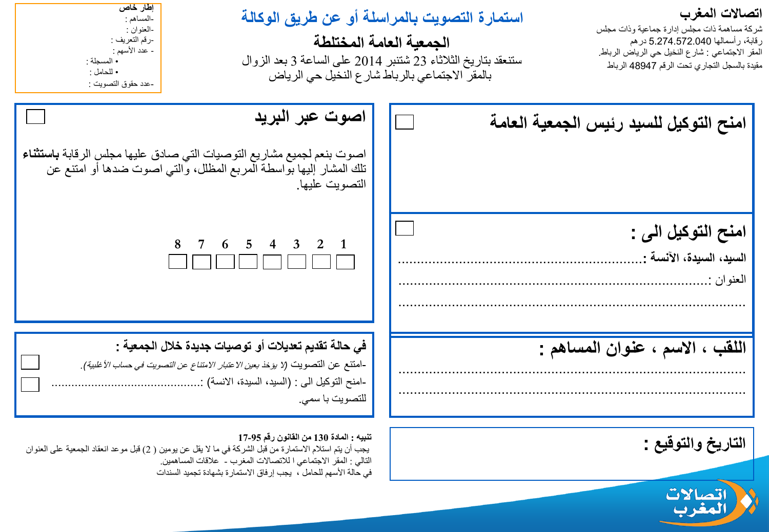**اتصالات المغرب**

شركة مساهمة ذات مجلس إدارة جماعية وذات مجلس رقابة، رأسمالها 5.274.572.040 درهم

المقر الاجتماعي : شارع النخيل حي الرياض الرباط.

مقيدة بالسجل التجاري تحت الرقم 48947 الرباط

# استمارة التصويت بالمراسلة أو عن طريق الوكالة

## الجمعية العامة المختلطة

ستنعقد بتاريخ الثلاثاء 23 شتنبر 2014 على الساعة 3 بعد الزوال
بالمقر الاجتماعي بالرباط شارع النخيل حي الرياض

**إطار خاص**

-المساهم :
-العنوان :
-رقم التعريف :
- عدد الأسهم :
• المسجلة :
• للحامل :
-عدد حقوق التصويت :

### امنح التوكيل للسيد رئيس الجمعية العامة ☐

### امنح التوكيل الى : ☐

**السيد، السيدة، الآنسة :**.............................................................................

العنوان :..............................................................................................

.............................................................................................................

### اللقب ، الاسم ، عنوان المساهم :

.............................................................................................................

.............................................................................................................

### اصوت عبر البريد ☐

اصوت بنعم لجميع مشاريع التوصيات التي صادق عليها مجلس الرقابة **باستثناء** تلك المشار إليها بواسطة المربع المظلل، والتي اصوت ضدها أو امتنع عن التصويت عليها.

| 1 | 2 | 3 | 4 | 5 | 6 | 7 | 8 |
|---|---|---|---|---|---|---|---|
| ☐ | ☐ | ☐ | ☐ | ☐ | ☐ | ☐ | ☐ |

### في حالة تقديم تعديلات أو توصيات جديدة خلال الجمعية :

-امتنع عن التصويت *(لا يؤخذ بعين الاعتبار الامتناع عن التصويت في حساب الأغلبية).* ☐

-امنح التوكيل الى : (السيد، السيدة، الانسة) :............................................ ☐
للتصويت با سمي.

### التاريخ والتوقيع :

**تنبيه : المادة 130 من القانون رقم 95-17**

يجب أن يتم استلام الاستمارة من قبل الشركة في ما لا يقل عن يومين ( 2) قبل موعد انعقاد الجمعية على العنوان التالي : المقر الاجتماعي ا للاتصالات المغرب - علاقات المساهمين.

في حالة الأسهم للحامل ، يجب إرفاق الاستمارة بشهادة تجميد السندات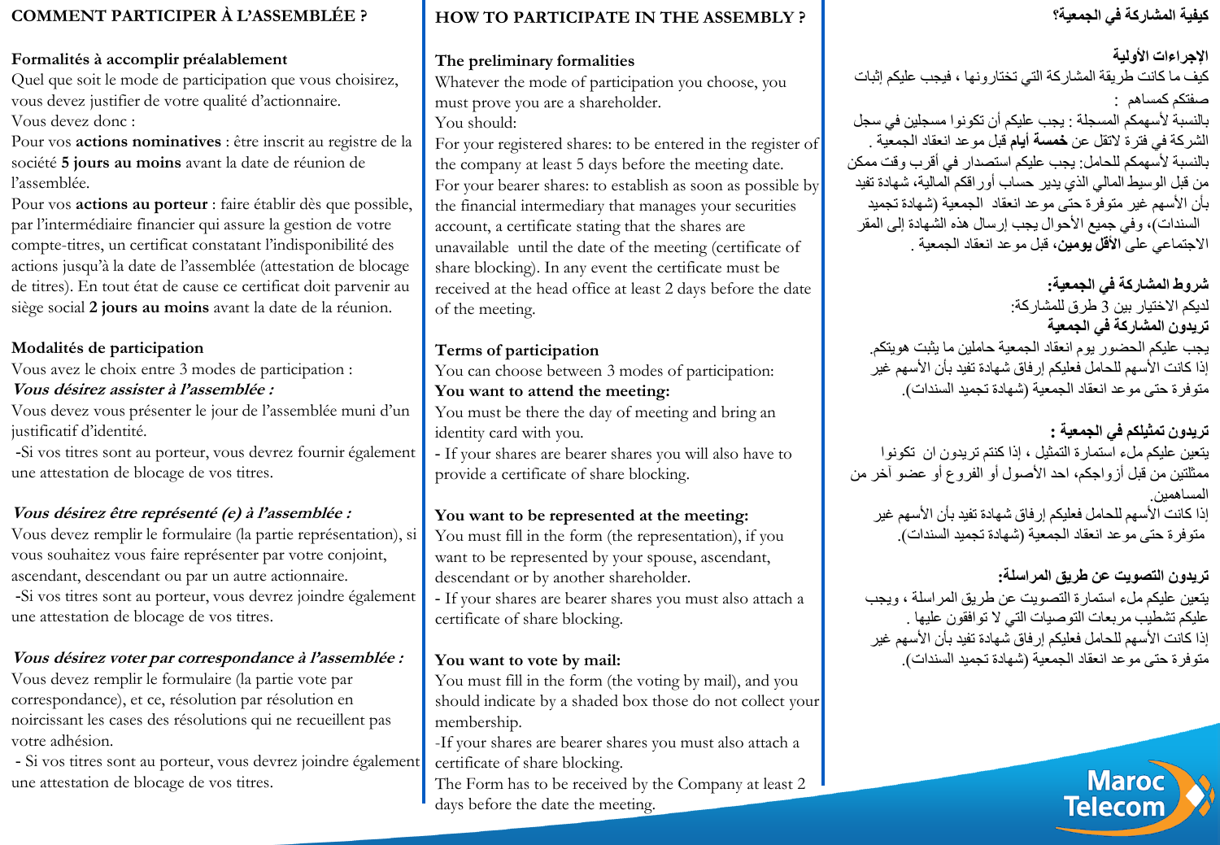## COMMENT PARTICIPER À L'ASSEMBLÉE ?

### Formalités à accomplir préalablement

Quel que soit le mode de participation que vous choisirez, vous devez justifier de votre qualité d'actionnaire.

Vous devez donc :

Pour vos **actions nominatives** : être inscrit au registre de la société **5 jours au moins** avant la date de réunion de l'assemblée.

Pour vos **actions au porteur** : faire établir dès que possible, par l'intermédiaire financier qui assure la gestion de votre compte-titres, un certificat constatant l'indisponibilité des actions jusqu'à la date de l'assemblée (attestation de blocage de titres). En tout état de cause ce certificat doit parvenir au siège social **2 jours au moins** avant la date de la réunion.

### Modalités de participation

Vous avez le choix entre 3 modes de participation :

***Vous désirez assister à l'assemblée :***

Vous devez vous présenter le jour de l'assemblée muni d'un justificatif d'identité.

-Si vos titres sont au porteur, vous devrez fournir également une attestation de blocage de vos titres.

***Vous désirez être représenté (e) à l'assemblée :***

Vous devez remplir le formulaire (la partie représentation), si vous souhaitez vous faire représenter par votre conjoint, ascendant, descendant ou par un autre actionnaire.

-Si vos titres sont au porteur, vous devrez joindre également une attestation de blocage de vos titres.

***Vous désirez voter par correspondance à l'assemblée :***

Vous devez remplir le formulaire (la partie vote par correspondance), et ce, résolution par résolution en noircissant les cases des résolutions qui ne recueillent pas votre adhésion.

- Si vos titres sont au porteur, vous devrez joindre également une attestation de blocage de vos titres.

## HOW TO PARTICIPATE IN THE ASSEMBLY ?

### The preliminary formalities

Whatever the mode of participation you choose, you must prove you are a shareholder.

You should:

For your registered shares: to be entered in the register of the company at least 5 days before the meeting date.

For your bearer shares: to establish as soon as possible by the financial intermediary that manages your securities account, a certificate stating that the shares are unavailable until the date of the meeting (certificate of share blocking). In any event the certificate must be received at the head office at least 2 days before the date of the meeting.

### Terms of participation

You can choose between 3 modes of participation:

**You want to attend the meeting:**

You must be there the day of meeting and bring an identity card with you.

- If your shares are bearer shares you will also have to provide a certificate of share blocking.

**You want to be represented at the meeting:**

You must fill in the form (the representation), if you want to be represented by your spouse, ascendant, descendant or by another shareholder.

- If your shares are bearer shares you must also attach a certificate of share blocking.

**You want to vote by mail:**

You must fill in the form (the voting by mail), and you should indicate by a shaded box those do not collect your membership.

-If your shares are bearer shares you must also attach a certificate of share blocking.

The Form has to be received by the Company at least 2 days before the date the meeting.

## كيفية المشاركة في الجمعية؟

### الإجراءات الأولية

كيف ما كانت طريقة المشاركة التي تختارونها ، فيجب عليكم إثبات صفتكم كمساهم :

بالنسبة لأسهمكم المسجلة : يجب عليكم أن تكونوا مسجلين في سجل الشركة في فترة لاتقل عن **خمسة أيام** قبل موعد انعقاد الجمعية .

بالنسبة لأسهمكم للحامل: يجب عليكم استصدار في أقرب وقت ممكن من قبل الوسيط المالي الذي يدير حساب أوراقكم المالية، شهادة تفيد بأن الأسهم غير متوفرة حتى موعد انعقاد الجمعية (شهادة تجميد السندات)، وفي جميع الأحوال يجب إرسال هذه الشهادة إلى المقر الاجتماعي على **الأقل يومين**، قبل موعد انعقاد الجمعية .

### شروط المشاركة في الجمعية:

لديكم الاختيار بين 3 طرق للمشاركة:

**تريدون المشاركة في الجمعية**

يجب عليكم الحضور يوم انعقاد الجمعية حاملين ما يثبت هويتكم.

إذا كانت الأسهم للحامل فعليكم إرفاق شهادة تفيد بأن الأسهم غير متوفرة حتى موعد انعقاد الجمعية (شهادة تجميد السندات).

**تريدون تمثيلكم في الجمعية :**

يتعين عليكم ملء استمارة التمثيل ، إذا كنتم تريدون ان تكونوا ممثلتين من قبل أزواجكم، احد الأصول أو الفروع أو عضو آخر من المساهمين.

إذا كانت الأسهم للحامل فعليكم إرفاق شهادة تفيد بأن الأسهم غير متوفرة حتى موعد انعقاد الجمعية (شهادة تجميد السندات).

**تريدون التصويت عن طريق المراسلة:**

يتعين عليكم ملء استمارة التصويت عن طريق المراسلة ، ويجب عليكم تشطيب مربعات التوصيات التي لا توافقون عليها .

إذا كانت الأسهم للحامل فعليكم إرفاق شهادة تفيد بأن الأسهم غير متوفرة حتى موعد انعقاد الجمعية (شهادة تجميد السندات).

Maroc Telecom